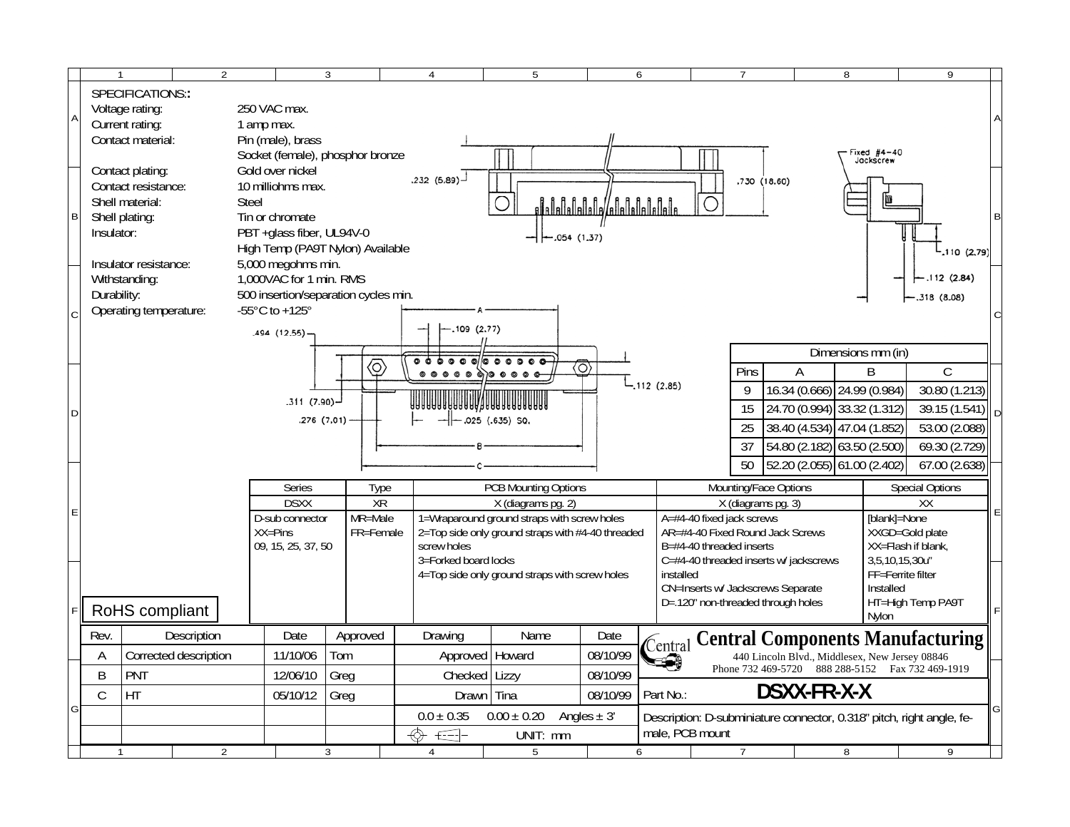## SPECIFICATIONS:

| | |
|---|---|
| Voltage rating: | 250 VAC max. |
| Current rating: | 1 amp max. |
| Contact material: | Pin (male), brass<br>Socket (female), phosphor bronze |
| Contact plating: | Gold over nickel |
| Contact resistance: | 10 milliohms max. |
| Shell material: | Steel |
| Shell plating: | Tin or chromate |
| Insulator: | PBT +glass fiber, UL94V-0<br>High Temp (PA9T Nylon) Available |
| Insulator resistance: | 5,000 megohms min. |
| Withstanding: | 1,000VAC for 1 min. RMS |
| Durability: | 500 insertion/separation cycles min. |
| Operating temperature: | -55°C to +125° |

.232 (5.89)
.730 (18.60)
.054 (1.37)
Fixed #4-40 Jackscrew
.110 (2.79)
.112 (2.84)
.318 (8.08)
.494 (12.55)
.109 (2.77)
A
.112 (2.85)
.311 (7.90)
.276 (7.01)
.025 (.635) SQ.
B
C

| Pins | A | B | C |
|---|---|---|---|
| | Dimensions mm (in) | | |
| 9 | 16.34 (0.666) | 24.99 (0.984) | 30.80 (1.213) |
| 15 | 24.70 (0.994) | 33.32 (1.312) | 39.15 (1.541) |
| 25 | 38.40 (4.534) | 47.04 (1.852) | 53.00 (2.088) |
| 37 | 54.80 (2.182) | 63.50 (2.500) | 69.30 (2.729) |
| 50 | 52.20 (2.055) | 61.00 (2.402) | 67.00 (2.638) |

| Series | Type | PCB Mounting Options | Mounting/Face Options | Special Options |
|---|---|---|---|---|
| DSXX | XR | X (diagrams pg. 2) | X (diagrams pg. 3) | XX |
| D-sub connector<br>XX=Pins<br>09, 15, 25, 37, 50 | MR=Male<br>FR=Female | 1=Wraparound ground straps with screw holes<br>2=Top side only ground straps with #4-40 threaded screw holes<br>3=Forked board locks<br>4=Top side only ground straps with screw holes | A=#4-40 fixed jack screws<br>AR=#4-40 Fixed Round Jack Screws<br>B=#4-40 threaded inserts<br>C=#4-40 threaded inserts w/ jackscrews installed<br>CN=Inserts w/ Jackscrews Separate<br>D=.120" non-threaded through holes | [blank]=None<br>XXGD=Gold plate<br>XX=Flash if blank, 3,5,10,15,30u"<br>FF=Ferrite filter Installed<br>HT=High Temp PA9T Nylon |

RoHS compliant

| Rev. | Description | Date | Approved |
|---|---|---|---|
| A | Corrected description | 11/10/06 | Tom |
| B | PNT | 12/06/10 | Greg |
| C | HT | 05/10/12 | Greg |

| Drawing | Name | Date |
|---|---|---|
| Approved | Howard | 08/10/99 |
| Checked | Lizzy | 08/10/99 |
| Drawn | Tina | 08/10/99 |

0.0 ± 0.35 0.00 ± 0.20 Angles ± 3'

UNIT: mm

**Central Components Manufacturing**
440 Lincoln Blvd., Middlesex, New Jersey 08846
Phone 732 469-5720 888 288-5152 Fax 732 469-1919

Part No.: **DSXX-FR-X-X**

Description: D-subminiature connector, 0.318" pitch, right angle, female, PCB mount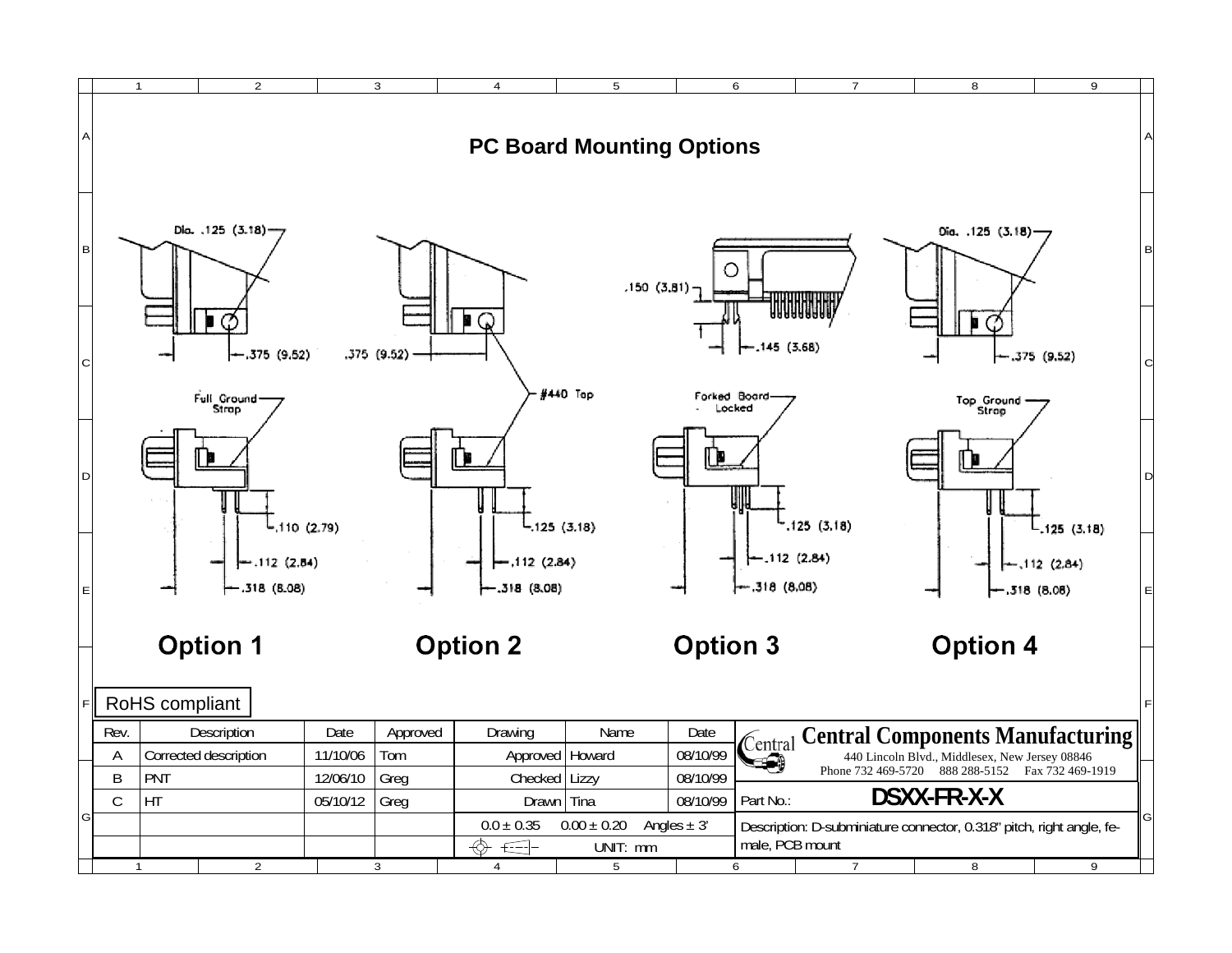# PC Board Mounting Options

Dia. .125 (3.18)

.375 (9.52)

Full Ground Strap

.110 (2.79)

.112 (2.84)

.318 (8.08)

**Option 1**

.375 (9.52)

#440 Tap

.125 (3.18)

.112 (2.84)

.318 (8.08)

**Option 2**

.150 (3.81)

.145 (3.68)

Forked Board-Locked

.125 (3.18)

.112 (2.84)

.318 (8.08)

**Option 3**

Dia. .125 (3.18)

.375 (9.52)

Top Ground Strap

.125 (3.18)

.112 (2.84)

.318 (8.08)

**Option 4**

RoHS compliant

| Rev. | Description | Date | Approved | Drawing | Name | Date |
|---|---|---|---|---|---|---|
| A | Corrected description | 11/10/06 | Tom | Approved | Howard | 08/10/99 |
| B | PNT | 12/06/10 | Greg | Checked | Lizzy | 08/10/99 |
| C | HT | 05/10/12 | Greg | Drawn | Tina | 08/10/99 |
| | | | | $0.0 \pm 0.35$ | $0.00 \pm 0.20$ | Angles $\pm$ 3' |
| | | | | | UNIT: mm | |

**Central Components Manufacturing**
440 Lincoln Blvd., Middlesex, New Jersey 08846
Phone 732 469-5720 888 288-5152 Fax 732 469-1919

Part No.: **DSXX-FR-X-X**

Description: D-subminiature connector, 0.318" pitch, right angle, female, PCB mount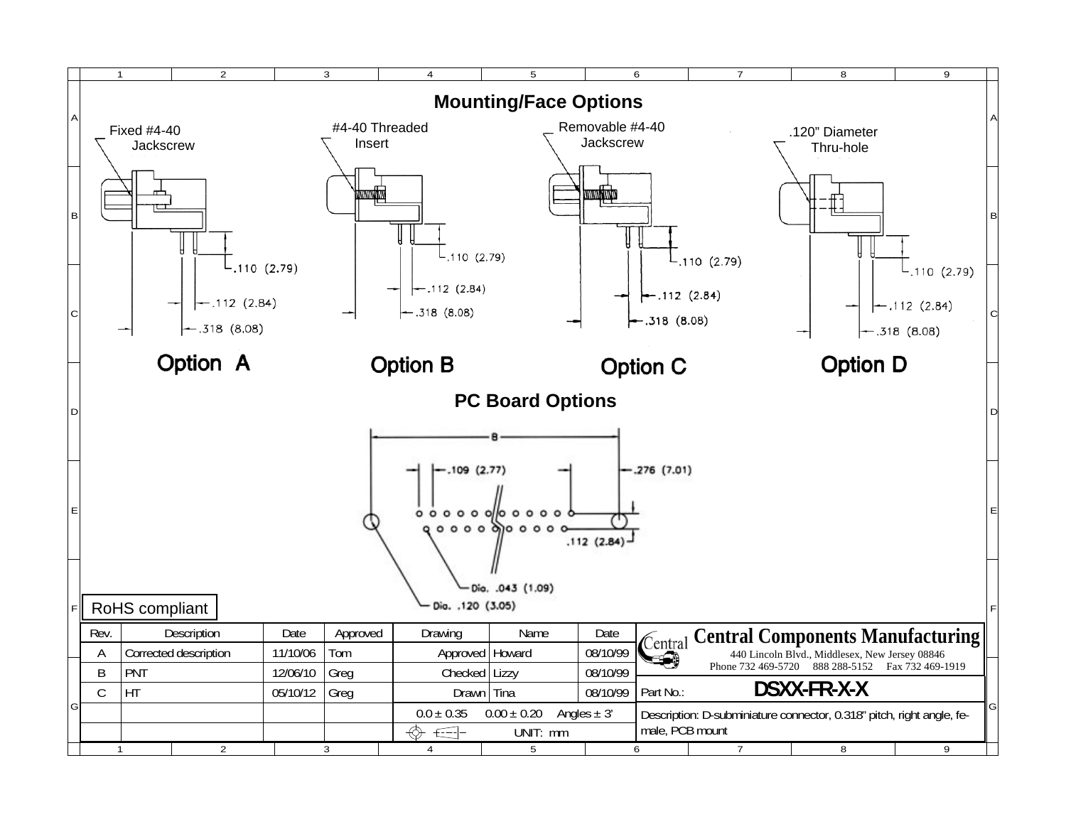## Mounting/Face Options

Fixed #4-40 Jackscrew

.110 (2.79)

.112 (2.84)

.318 (8.08)

**Option A**

#4-40 Threaded Insert

.110 (2.79)

.112 (2.84)

.318 (8.08)

**Option B**

Removable #4-40 Jackscrew

.110 (2.79)

.112 (2.84)

.318 (8.08)

**Option C**

.120" Diameter Thru-hole

.110 (2.79)

.112 (2.84)

.318 (8.08)

**Option D**

## PC Board Options

B

.109 (2.77)

.276 (7.01)

.112 (2.84)

Dia. .043 (1.09)

Dia. .120 (3.05)

RoHS compliant

| Rev. | Description | Date | Approved |
|---|---|---|---|
| A | Corrected description | 11/10/06 | Tom |
| B | PNT | 12/06/10 | Greg |
| C | HT | 05/10/12 | Greg |

| Drawing | Name | Date |
|---|---|---|
| Approved | Howard | 08/10/99 |
| Checked | Lizzy | 08/10/99 |
| Drawn | Tina | 08/10/99 |

0.0 ± 0.35 0.00 ± 0.20 Angles ± 3'

UNIT: mm

**Central Components Manufacturing**

440 Lincoln Blvd., Middlesex, New Jersey 08846

Phone 732 469-5720 888 288-5152 Fax 732 469-1919

Part No.: **DSXX-FR-X-X**

Description: D-subminiature connector, 0.318" pitch, right angle, female, PCB mount